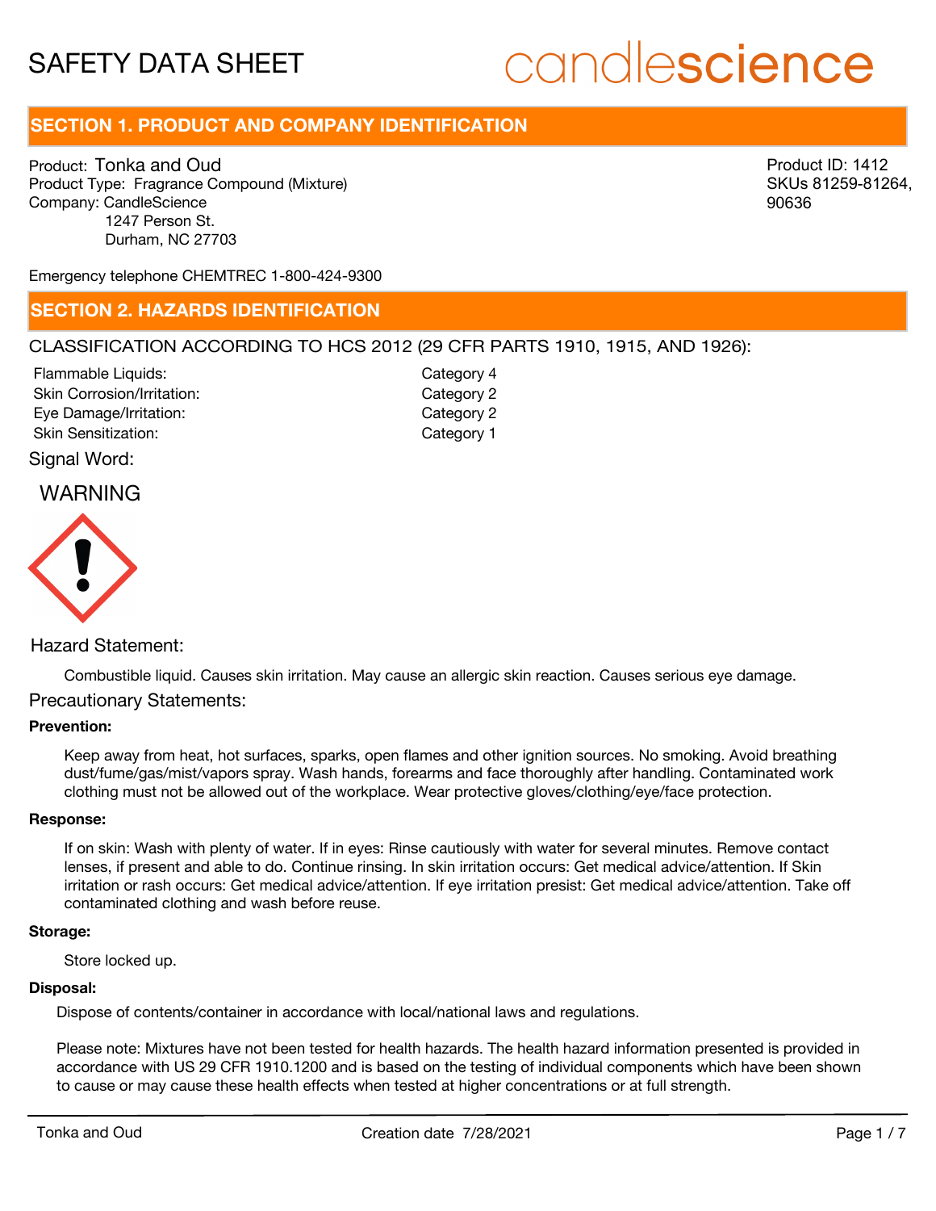# SAFETY DATA SHEET

candlescience

## SECTION 1. PRODUCT AND COMPANY IDENTIFICATION

Product: Tonka and Oud
Product Type: Fragrance Compound (Mixture)
Company: CandleScience
1247 Person St.
Durham, NC 27703

Product ID: 1412
SKUs 81259-81264, 90636

Emergency telephone CHEMTREC 1-800-424-9300

## SECTION 2. HAZARDS IDENTIFICATION

CLASSIFICATION ACCORDING TO HCS 2012 (29 CFR PARTS 1910, 1915, AND 1926):

| | |
|---|---|
| Flammable Liquids: | Category 4 |
| Skin Corrosion/Irritation: | Category 2 |
| Eye Damage/Irritation: | Category 2 |
| Skin Sensitization: | Category 1 |

Signal Word:

WARNING

Hazard Statement:

Combustible liquid. Causes skin irritation. May cause an allergic skin reaction. Causes serious eye damage.

Precautionary Statements:

**Prevention:**

Keep away from heat, hot surfaces, sparks, open flames and other ignition sources. No smoking. Avoid breathing dust/fume/gas/mist/vapors spray. Wash hands, forearms and face thoroughly after handling. Contaminated work clothing must not be allowed out of the workplace. Wear protective gloves/clothing/eye/face protection.

**Response:**

If on skin: Wash with plenty of water. If in eyes: Rinse cautiously with water for several minutes. Remove contact lenses, if present and able to do. Continue rinsing. In skin irritation occurs: Get medical advice/attention. If Skin irritation or rash occurs: Get medical advice/attention. If eye irritation presist: Get medical advice/attention. Take off contaminated clothing and wash before reuse.

**Storage:**

Store locked up.

**Disposal:**

Dispose of contents/container in accordance with local/national laws and regulations.

Please note: Mixtures have not been tested for health hazards. The health hazard information presented is provided in accordance with US 29 CFR 1910.1200 and is based on the testing of individual components which have been shown to cause or may cause these health effects when tested at higher concentrations or at full strength.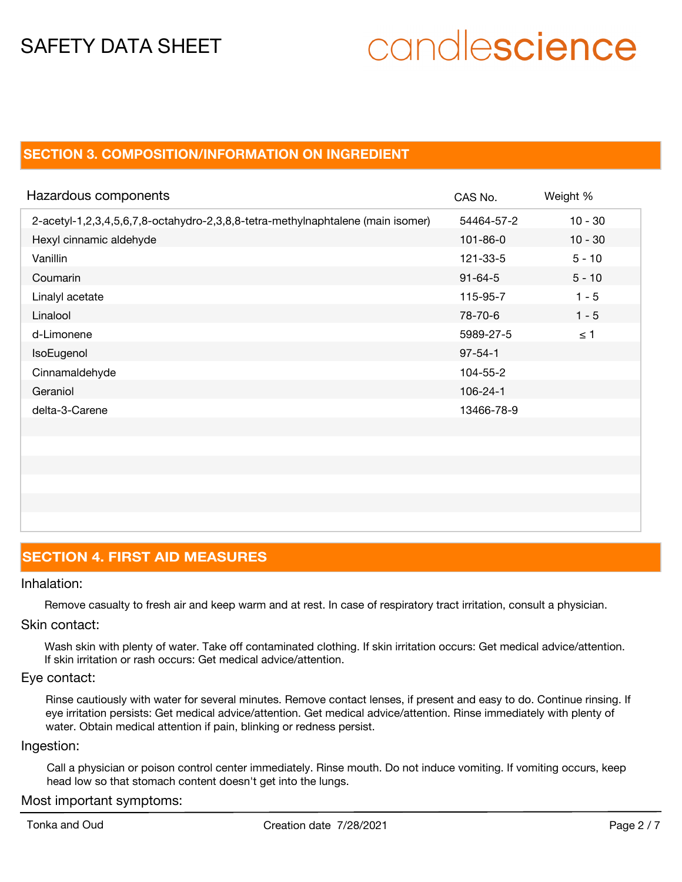## SECTION 3. COMPOSITION/INFORMATION ON INGREDIENT

| Hazardous components | CAS No. | Weight % |
|---|---|---|
| 2-acetyl-1,2,3,4,5,6,7,8-octahydro-2,3,8,8-tetra-methylnaphtalene (main isomer) | 54464-57-2 | 10 - 30 |
| Hexyl cinnamic aldehyde | 101-86-0 | 10 - 30 |
| Vanillin | 121-33-5 | 5 - 10 |
| Coumarin | 91-64-5 | 5 - 10 |
| Linalyl acetate | 115-95-7 | 1 - 5 |
| Linalool | 78-70-6 | 1 - 5 |
| d-Limonene | 5989-27-5 | ≤ 1 |
| IsoEugenol | 97-54-1 | |
| Cinnamaldehyde | 104-55-2 | |
| Geraniol | 106-24-1 | |
| delta-3-Carene | 13466-78-9 | |

## SECTION 4. FIRST AID MEASURES

Inhalation:

Remove casualty to fresh air and keep warm and at rest. In case of respiratory tract irritation, consult a physician.

Skin contact:

Wash skin with plenty of water. Take off contaminated clothing. If skin irritation occurs: Get medical advice/attention. If skin irritation or rash occurs: Get medical advice/attention.

Eye contact:

Rinse cautiously with water for several minutes. Remove contact lenses, if present and easy to do. Continue rinsing. If eye irritation persists: Get medical advice/attention. Get medical advice/attention. Rinse immediately with plenty of water. Obtain medical attention if pain, blinking or redness persist.

Ingestion:

Call a physician or poison control center immediately. Rinse mouth. Do not induce vomiting. If vomiting occurs, keep head low so that stomach content doesn't get into the lungs.

Most important symptoms: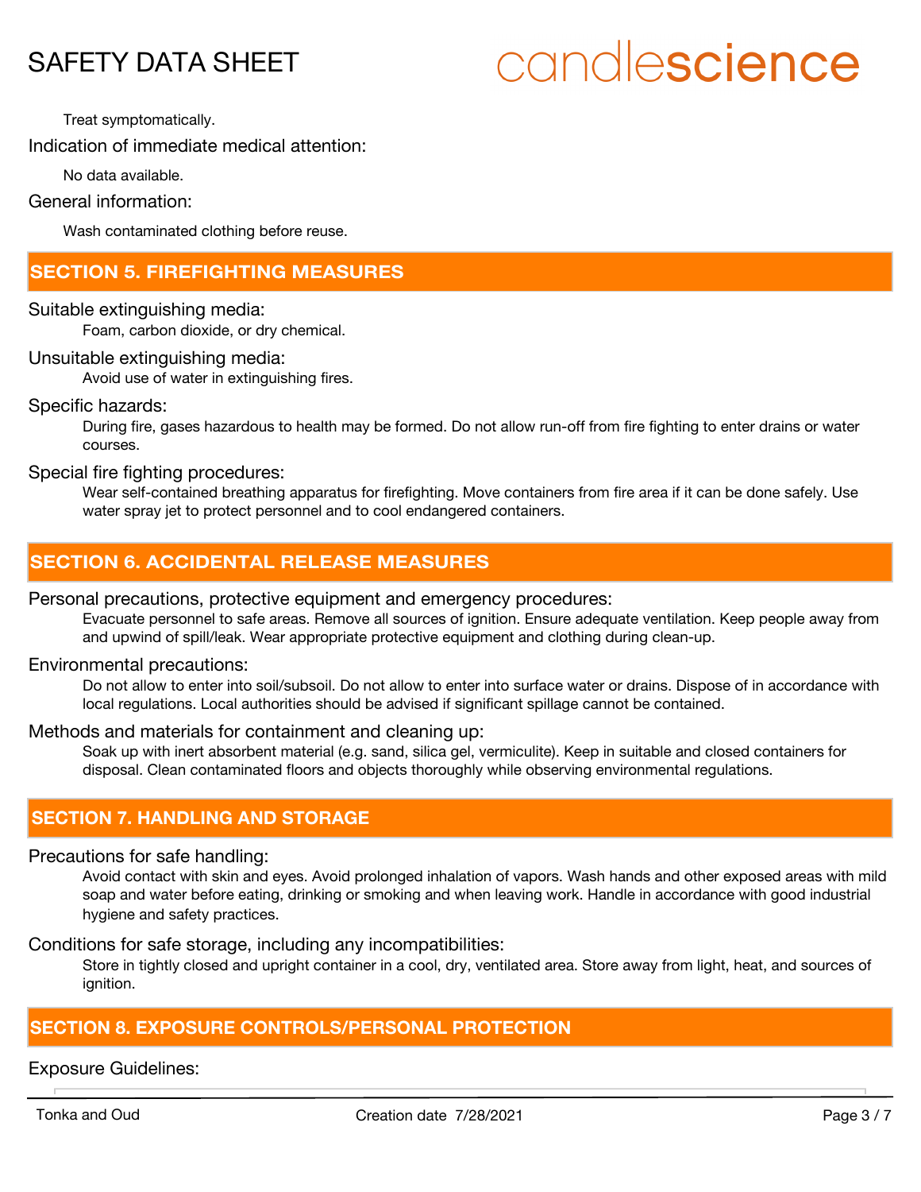Treat symptomatically.

Indication of immediate medical attention:

No data available.

General information:

Wash contaminated clothing before reuse.

## SECTION 5. FIREFIGHTING MEASURES

Suitable extinguishing media:

Foam, carbon dioxide, or dry chemical.

Unsuitable extinguishing media:

Avoid use of water in extinguishing fires.

Specific hazards:

During fire, gases hazardous to health may be formed. Do not allow run-off from fire fighting to enter drains or water courses.

Special fire fighting procedures:

Wear self-contained breathing apparatus for firefighting. Move containers from fire area if it can be done safely. Use water spray jet to protect personnel and to cool endangered containers.

## SECTION 6. ACCIDENTAL RELEASE MEASURES

Personal precautions, protective equipment and emergency procedures:

Evacuate personnel to safe areas. Remove all sources of ignition. Ensure adequate ventilation. Keep people away from and upwind of spill/leak. Wear appropriate protective equipment and clothing during clean-up.

Environmental precautions:

Do not allow to enter into soil/subsoil. Do not allow to enter into surface water or drains. Dispose of in accordance with local regulations. Local authorities should be advised if significant spillage cannot be contained.

Methods and materials for containment and cleaning up:

Soak up with inert absorbent material (e.g. sand, silica gel, vermiculite). Keep in suitable and closed containers for disposal. Clean contaminated floors and objects thoroughly while observing environmental regulations.

## SECTION 7. HANDLING AND STORAGE

Precautions for safe handling:

Avoid contact with skin and eyes. Avoid prolonged inhalation of vapors. Wash hands and other exposed areas with mild soap and water before eating, drinking or smoking and when leaving work. Handle in accordance with good industrial hygiene and safety practices.

Conditions for safe storage, including any incompatibilities:

Store in tightly closed and upright container in a cool, dry, ventilated area. Store away from light, heat, and sources of ignition.

## SECTION 8. EXPOSURE CONTROLS/PERSONAL PROTECTION

Exposure Guidelines: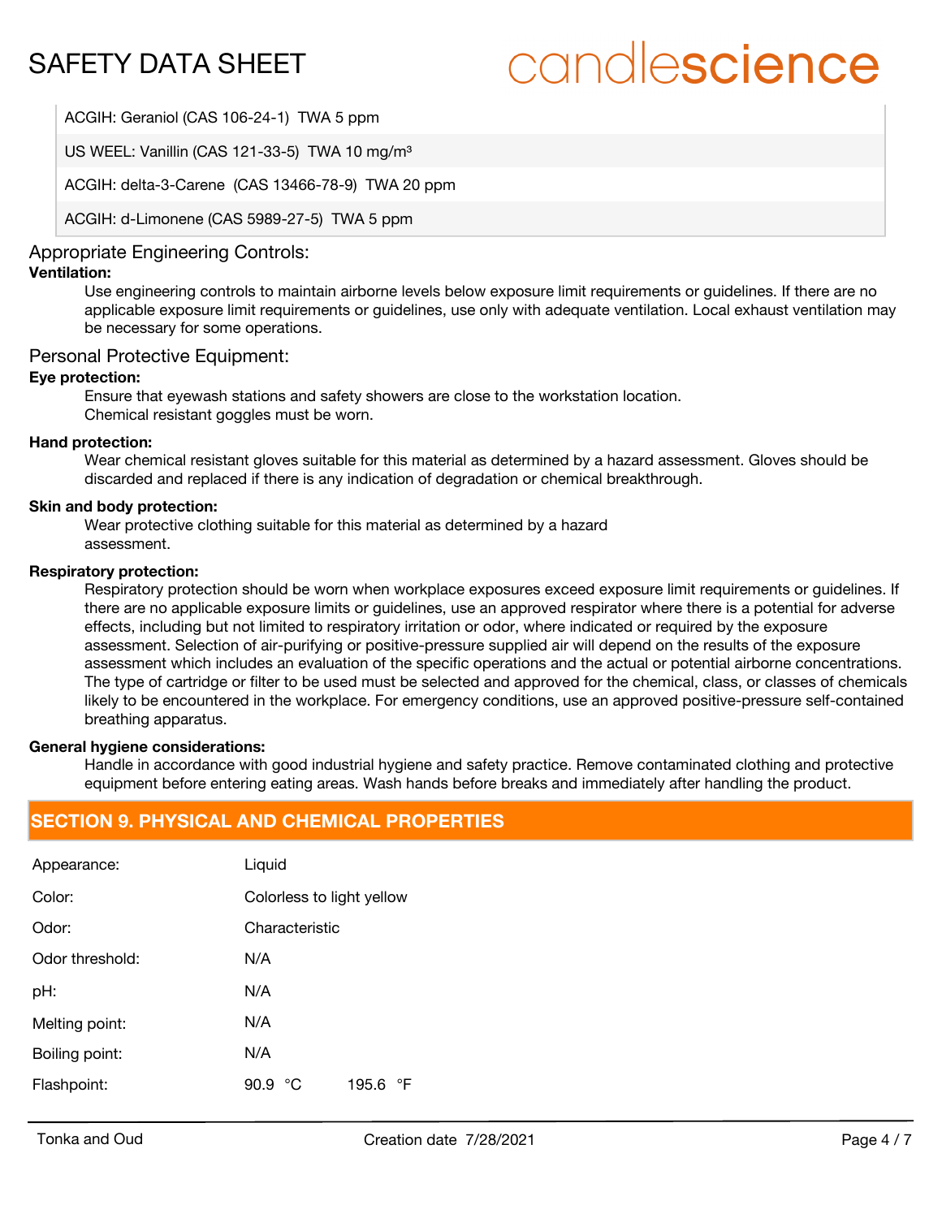| |
|---|
| ACGIH: Geraniol (CAS 106-24-1) TWA 5 ppm |
| US WEEL: Vanillin (CAS 121-33-5) TWA 10 mg/m³ |
| ACGIH: delta-3-Carene (CAS 13466-78-9) TWA 20 ppm |
| ACGIH: d-Limonene (CAS 5989-27-5) TWA 5 ppm |

### Appropriate Engineering Controls:

**Ventilation:**

Use engineering controls to maintain airborne levels below exposure limit requirements or guidelines. If there are no applicable exposure limit requirements or guidelines, use only with adequate ventilation. Local exhaust ventilation may be necessary for some operations.

### Personal Protective Equipment:

**Eye protection:**

Ensure that eyewash stations and safety showers are close to the workstation location.
Chemical resistant goggles must be worn.

**Hand protection:**

Wear chemical resistant gloves suitable for this material as determined by a hazard assessment. Gloves should be discarded and replaced if there is any indication of degradation or chemical breakthrough.

**Skin and body protection:**

Wear protective clothing suitable for this material as determined by a hazard assessment.

**Respiratory protection:**

Respiratory protection should be worn when workplace exposures exceed exposure limit requirements or guidelines. If there are no applicable exposure limits or guidelines, use an approved respirator where there is a potential for adverse effects, including but not limited to respiratory irritation or odor, where indicated or required by the exposure assessment. Selection of air-purifying or positive-pressure supplied air will depend on the results of the exposure assessment which includes an evaluation of the specific operations and the actual or potential airborne concentrations. The type of cartridge or filter to be used must be selected and approved for the chemical, class, or classes of chemicals likely to be encountered in the workplace. For emergency conditions, use an approved positive-pressure self-contained breathing apparatus.

**General hygiene considerations:**

Handle in accordance with good industrial hygiene and safety practice. Remove contaminated clothing and protective equipment before entering eating areas. Wash hands before breaks and immediately after handling the product.

## SECTION 9. PHYSICAL AND CHEMICAL PROPERTIES

| | | |
|---|---|---|
| Appearance: | Liquid | |
| Color: | Colorless to light yellow | |
| Odor: | Characteristic | |
| Odor threshold: | N/A | |
| pH: | N/A | |
| Melting point: | N/A | |
| Boiling point: | N/A | |
| Flashpoint: | 90.9 °C | 195.6 °F |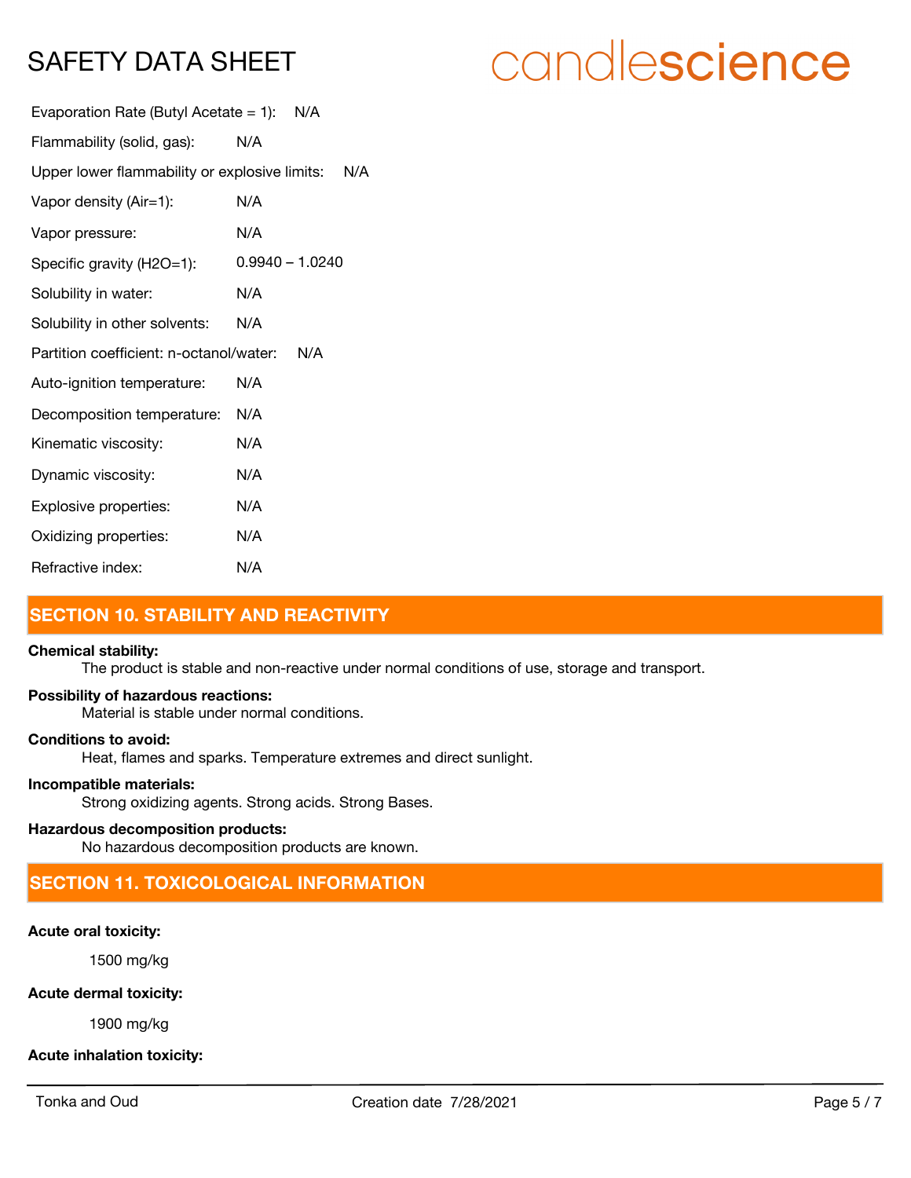Evaporation Rate (Butyl Acetate = 1): N/A

Flammability (solid, gas): N/A

Upper lower flammability or explosive limits: N/A

Vapor density (Air=1): N/A

Vapor pressure: N/A

Specific gravity (H2O=1): 0.9940 – 1.0240

Solubility in water: N/A

Solubility in other solvents: N/A

Partition coefficient: n-octanol/water: N/A

Auto-ignition temperature: N/A

Decomposition temperature: N/A

Kinematic viscosity: N/A

Dynamic viscosity: N/A

Explosive properties: N/A

Oxidizing properties: N/A

Refractive index: N/A

## SECTION 10. STABILITY AND REACTIVITY

**Chemical stability:**

The product is stable and non-reactive under normal conditions of use, storage and transport.

**Possibility of hazardous reactions:**

Material is stable under normal conditions.

**Conditions to avoid:**

Heat, flames and sparks. Temperature extremes and direct sunlight.

**Incompatible materials:**

Strong oxidizing agents. Strong acids. Strong Bases.

**Hazardous decomposition products:**

No hazardous decomposition products are known.

## SECTION 11. TOXICOLOGICAL INFORMATION

**Acute oral toxicity:**

1500 mg/kg

**Acute dermal toxicity:**

1900 mg/kg

**Acute inhalation toxicity:**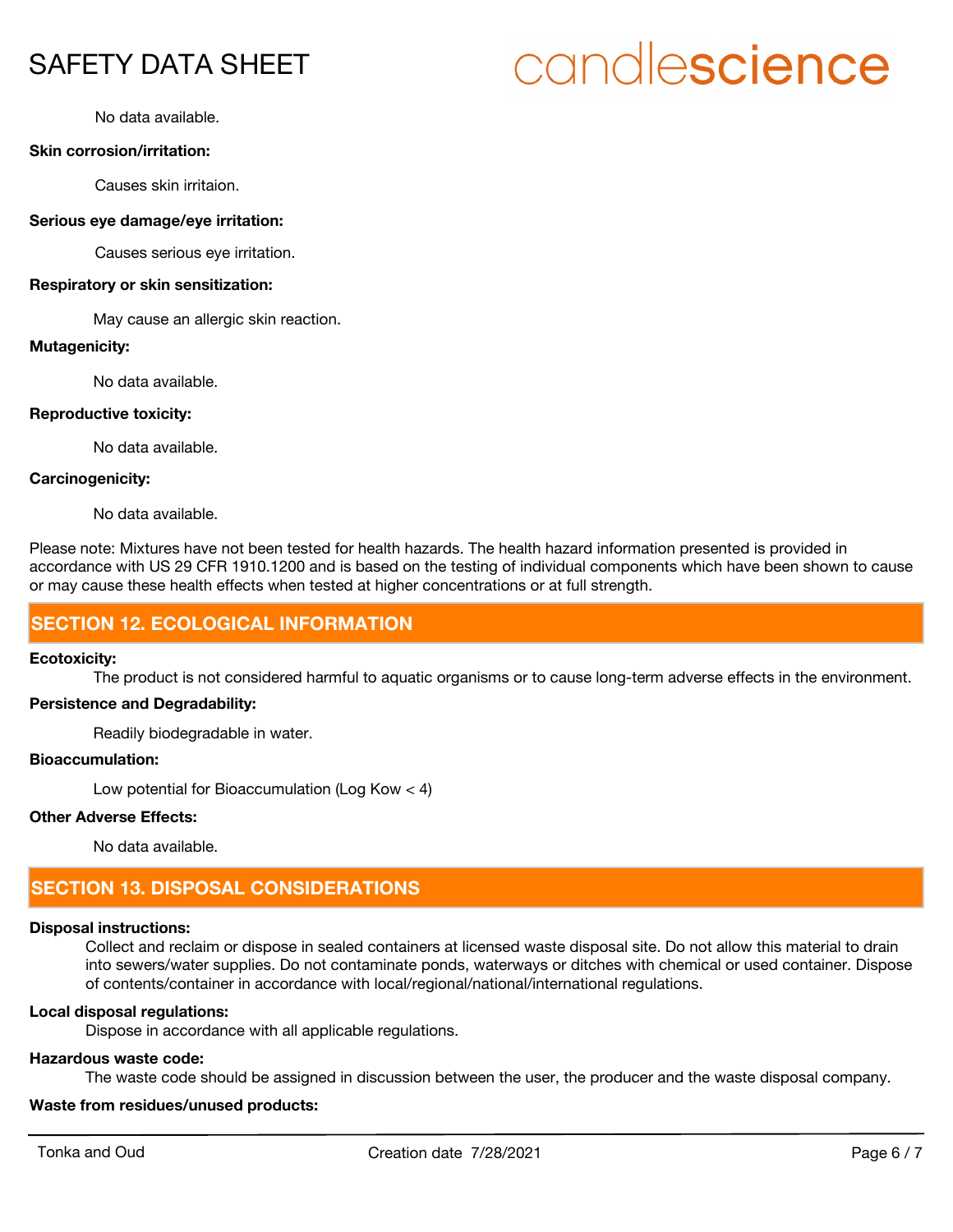No data available.

**Skin corrosion/irritation:**

Causes skin irritaion.

**Serious eye damage/eye irritation:**

Causes serious eye irritation.

**Respiratory or skin sensitization:**

May cause an allergic skin reaction.

**Mutagenicity:**

No data available.

**Reproductive toxicity:**

No data available.

**Carcinogenicity:**

No data available.

Please note: Mixtures have not been tested for health hazards. The health hazard information presented is provided in accordance with US 29 CFR 1910.1200 and is based on the testing of individual components which have been shown to cause or may cause these health effects when tested at higher concentrations or at full strength.

## SECTION 12. ECOLOGICAL INFORMATION

**Ecotoxicity:**

The product is not considered harmful to aquatic organisms or to cause long-term adverse effects in the environment.

**Persistence and Degradability:**

Readily biodegradable in water.

**Bioaccumulation:**

Low potential for Bioaccumulation (Log Kow < 4)

**Other Adverse Effects:**

No data available.

## SECTION 13. DISPOSAL CONSIDERATIONS

**Disposal instructions:**

Collect and reclaim or dispose in sealed containers at licensed waste disposal site. Do not allow this material to drain into sewers/water supplies. Do not contaminate ponds, waterways or ditches with chemical or used container. Dispose of contents/container in accordance with local/regional/national/international regulations.

**Local disposal regulations:**

Dispose in accordance with all applicable regulations.

**Hazardous waste code:**

The waste code should be assigned in discussion between the user, the producer and the waste disposal company.

**Waste from residues/unused products:**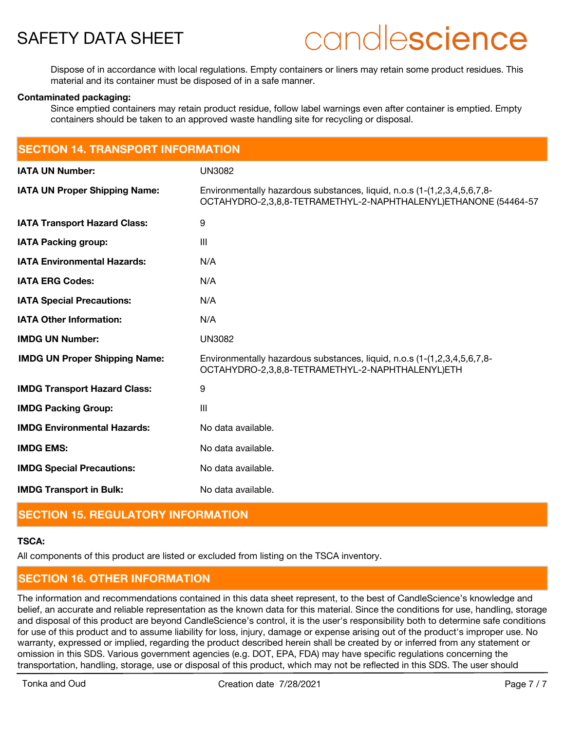Dispose of in accordance with local regulations. Empty containers or liners may retain some product residues. This material and its container must be disposed of in a safe manner.

**Contaminated packaging:**

Since emptied containers may retain product residue, follow label warnings even after container is emptied. Empty containers should be taken to an approved waste handling site for recycling or disposal.

## SECTION 14. TRANSPORT INFORMATION

| | |
|---|---|
| **IATA UN Number:** | UN3082 |
| **IATA UN Proper Shipping Name:** | Environmentally hazardous substances, liquid, n.o.s (1-(1,2,3,4,5,6,7,8-OCTAHYDRO-2,3,8,8-TETRAMETHYL-2-NAPHTHALENYL)ETHANONE (54464-57 |
| **IATA Transport Hazard Class:** | 9 |
| **IATA Packing group:** | III |
| **IATA Environmental Hazards:** | N/A |
| **IATA ERG Codes:** | N/A |
| **IATA Special Precautions:** | N/A |
| **IATA Other Information:** | N/A |
| **IMDG UN Number:** | UN3082 |
| **IMDG UN Proper Shipping Name:** | Environmentally hazardous substances, liquid, n.o.s (1-(1,2,3,4,5,6,7,8-OCTAHYDRO-2,3,8,8-TETRAMETHYL-2-NAPHTHALENYL)ETH |
| **IMDG Transport Hazard Class:** | 9 |
| **IMDG Packing Group:** | III |
| **IMDG Environmental Hazards:** | No data available. |
| **IMDG EMS:** | No data available. |
| **IMDG Special Precautions:** | No data available. |
| **IMDG Transport in Bulk:** | No data available. |

## SECTION 15. REGULATORY INFORMATION

**TSCA:**

All components of this product are listed or excluded from listing on the TSCA inventory.

## SECTION 16. OTHER INFORMATION

The information and recommendations contained in this data sheet represent, to the best of CandleScience's knowledge and belief, an accurate and reliable representation as the known data for this material. Since the conditions for use, handling, storage and disposal of this product are beyond CandleScience's control, it is the user's responsibility both to determine safe conditions for use of this product and to assume liability for loss, injury, damage or expense arising out of the product's improper use. No warranty, expressed or implied, regarding the product described herein shall be created by or inferred from any statement or omission in this SDS. Various government agencies (e.g. DOT, EPA, FDA) may have specific regulations concerning the transportation, handling, storage, use or disposal of this product, which may not be reflected in this SDS. The user should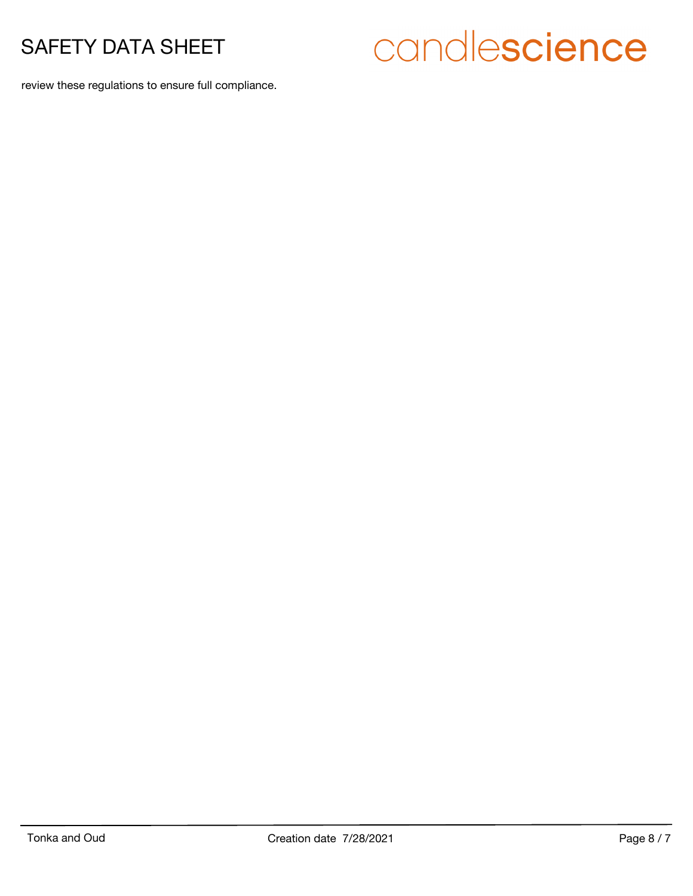review these regulations to ensure full compliance.